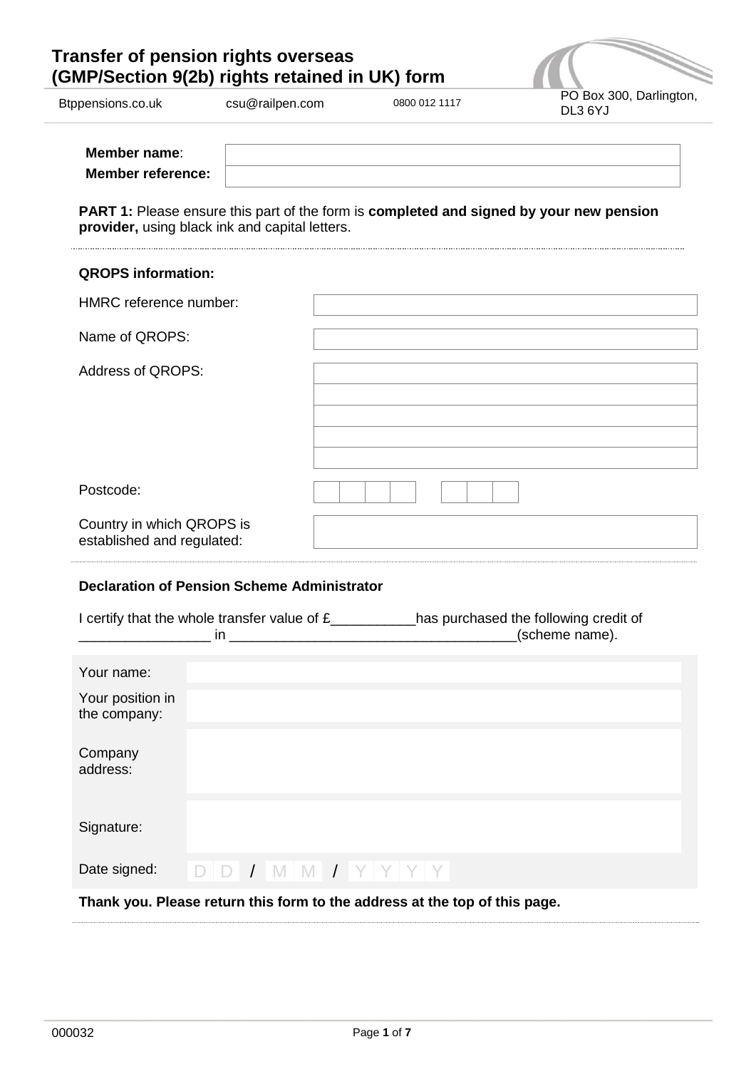# Transfer of pension rights overseas (GMP/Section 9(2b) rights retained in UK) form

Btppensions.co.uk | csu@railpen.com | 0800 012 1117 | PO Box 300, Darlington, DL3 6YJ

| | |
|---|---|
| **Member name**: | |
| **Member reference:** | |

**PART 1:** Please ensure this part of the form is **completed and signed by your new pension provider,** using black ink and capital letters.

**QROPS information:**

| | |
|---|---|
| HMRC reference number: | |
| Name of QROPS: | |
| Address of QROPS: | |
| Postcode: | |
| Country in which QROPS is established and regulated: | |

**Declaration of Pension Scheme Administrator**

I certify that the whole transfer value of £___________has purchased the following credit of _________________ in _____________________________________(scheme name).

| | |
|---|---|
| Your name: | |
| Your position in the company: | |
| Company address: | |
| Signature: | |
| Date signed: | DD / MM / YYYY |

**Thank you. Please return this form to the address at the top of this page.**

000032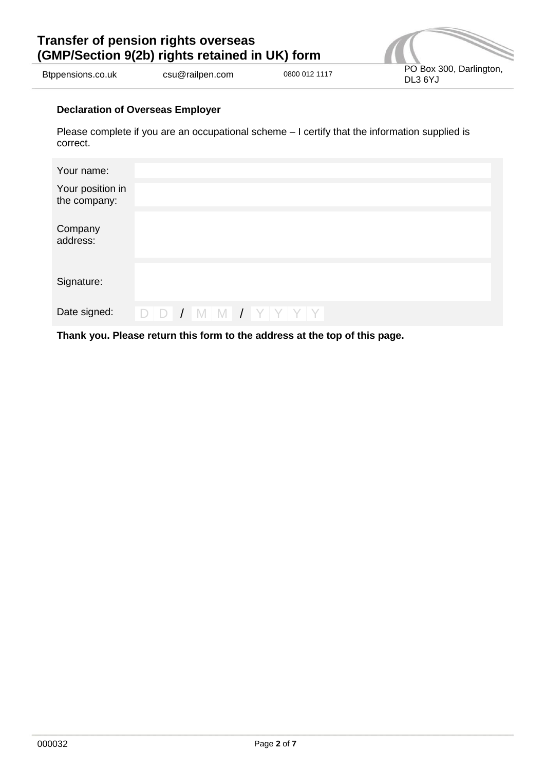**Declaration of Overseas Employer**

Please complete if you are an occupational scheme – I certify that the information supplied is correct.

| | |
|---|---|
| Your name: | |
| Your position in the company: | |
| Company address: | |
| Signature: | |
| Date signed: | DD / MM / YYYY |

**Thank you. Please return this form to the address at the top of this page.**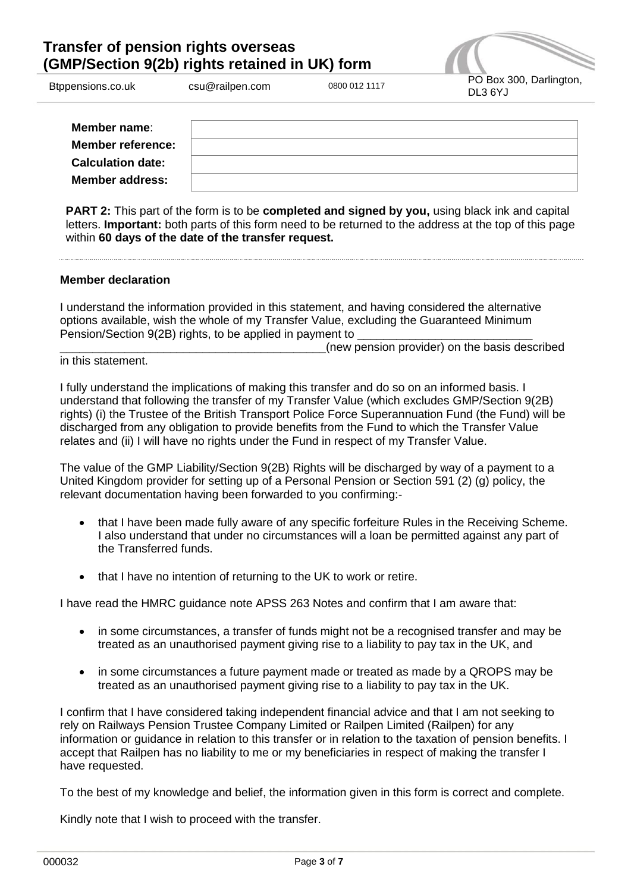# Transfer of pension rights overseas (GMP/Section 9(2b) rights retained in UK) form

Btppensions.co.uk | csu@railpen.com | 0800 012 1117 | PO Box 300, Darlington, DL3 6YJ

| | |
|---|---|
| **Member name**: | |
| **Member reference:** | |
| **Calculation date:** | |
| **Member address:** | |

**PART 2:** This part of the form is to be **completed and signed by you,** using black ink and capital letters. **Important:** both parts of this form need to be returned to the address at the top of this page within **60 days of the date of the transfer request.**

### Member declaration

I understand the information provided in this statement, and having considered the alternative options available, wish the whole of my Transfer Value, excluding the Guaranteed Minimum Pension/Section 9(2B) rights, to be applied in payment to ___________________________ ___________________________________________(new pension provider) on the basis described in this statement.

I fully understand the implications of making this transfer and do so on an informed basis. I understand that following the transfer of my Transfer Value (which excludes GMP/Section 9(2B) rights) (i) the Trustee of the British Transport Police Force Superannuation Fund (the Fund) will be discharged from any obligation to provide benefits from the Fund to which the Transfer Value relates and (ii) I will have no rights under the Fund in respect of my Transfer Value.

The value of the GMP Liability/Section 9(2B) Rights will be discharged by way of a payment to a United Kingdom provider for setting up of a Personal Pension or Section 591 (2) (g) policy, the relevant documentation having been forwarded to you confirming:-

- that I have been made fully aware of any specific forfeiture Rules in the Receiving Scheme. I also understand that under no circumstances will a loan be permitted against any part of the Transferred funds.
- that I have no intention of returning to the UK to work or retire.

I have read the HMRC guidance note APSS 263 Notes and confirm that I am aware that:

- in some circumstances, a transfer of funds might not be a recognised transfer and may be treated as an unauthorised payment giving rise to a liability to pay tax in the UK, and
- in some circumstances a future payment made or treated as made by a QROPS may be treated as an unauthorised payment giving rise to a liability to pay tax in the UK.

I confirm that I have considered taking independent financial advice and that I am not seeking to rely on Railways Pension Trustee Company Limited or Railpen Limited (Railpen) for any information or guidance in relation to this transfer or in relation to the taxation of pension benefits. I accept that Railpen has no liability to me or my beneficiaries in respect of making the transfer I have requested.

To the best of my knowledge and belief, the information given in this form is correct and complete.

Kindly note that I wish to proceed with the transfer.

000032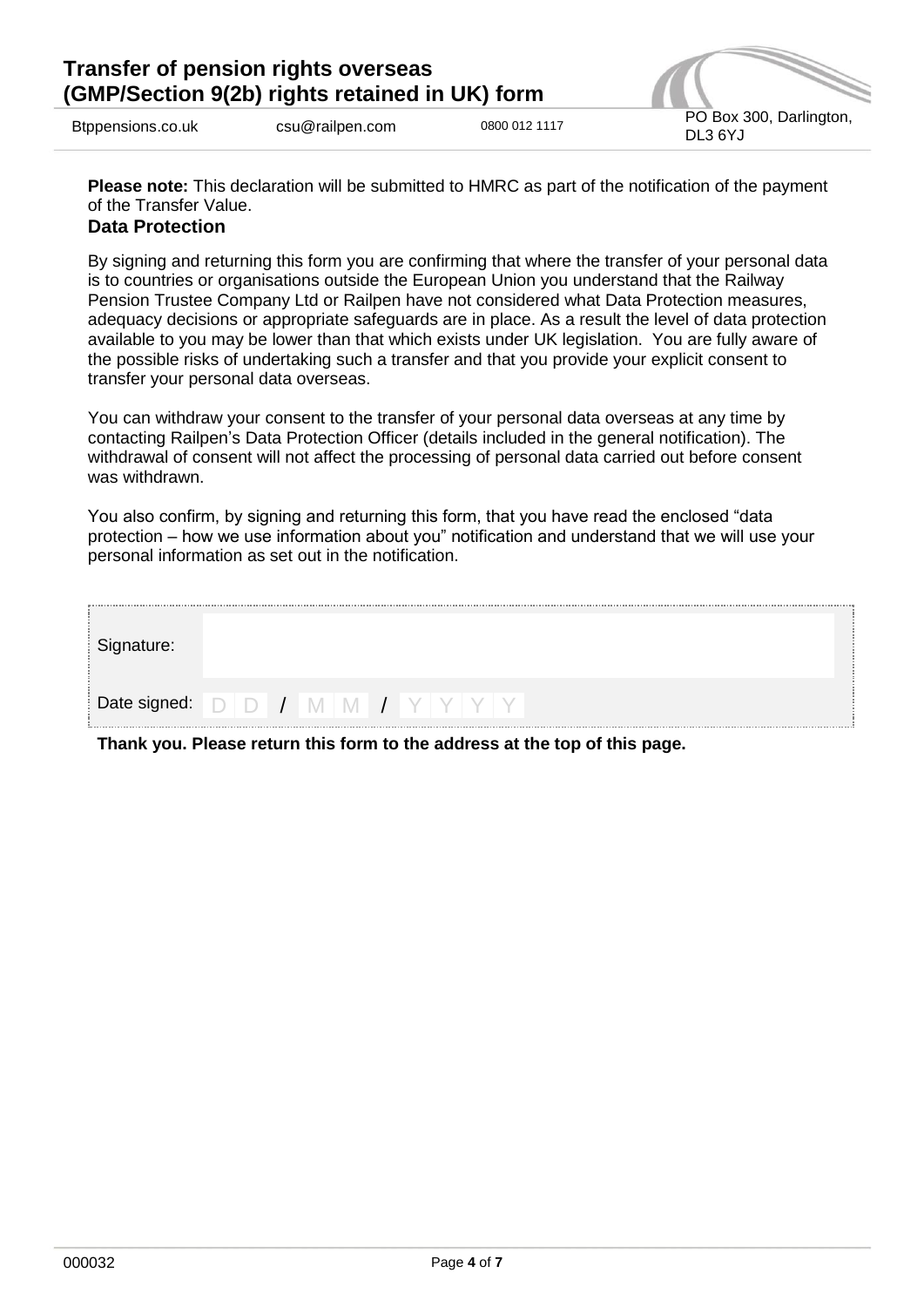**Please note:** This declaration will be submitted to HMRC as part of the notification of the payment of the Transfer Value.

### Data Protection

By signing and returning this form you are confirming that where the transfer of your personal data is to countries or organisations outside the European Union you understand that the Railway Pension Trustee Company Ltd or Railpen have not considered what Data Protection measures, adequacy decisions or appropriate safeguards are in place. As a result the level of data protection available to you may be lower than that which exists under UK legislation. You are fully aware of the possible risks of undertaking such a transfer and that you provide your explicit consent to transfer your personal data overseas.

You can withdraw your consent to the transfer of your personal data overseas at any time by contacting Railpen's Data Protection Officer (details included in the general notification). The withdrawal of consent will not affect the processing of personal data carried out before consent was withdrawn.

You also confirm, by signing and returning this form, that you have read the enclosed "data protection – how we use information about you" notification and understand that we will use your personal information as set out in the notification.

| | |
|---|---|
| Signature: | |
| Date signed: | D D / M M / Y Y Y Y |

**Thank you. Please return this form to the address at the top of this page.**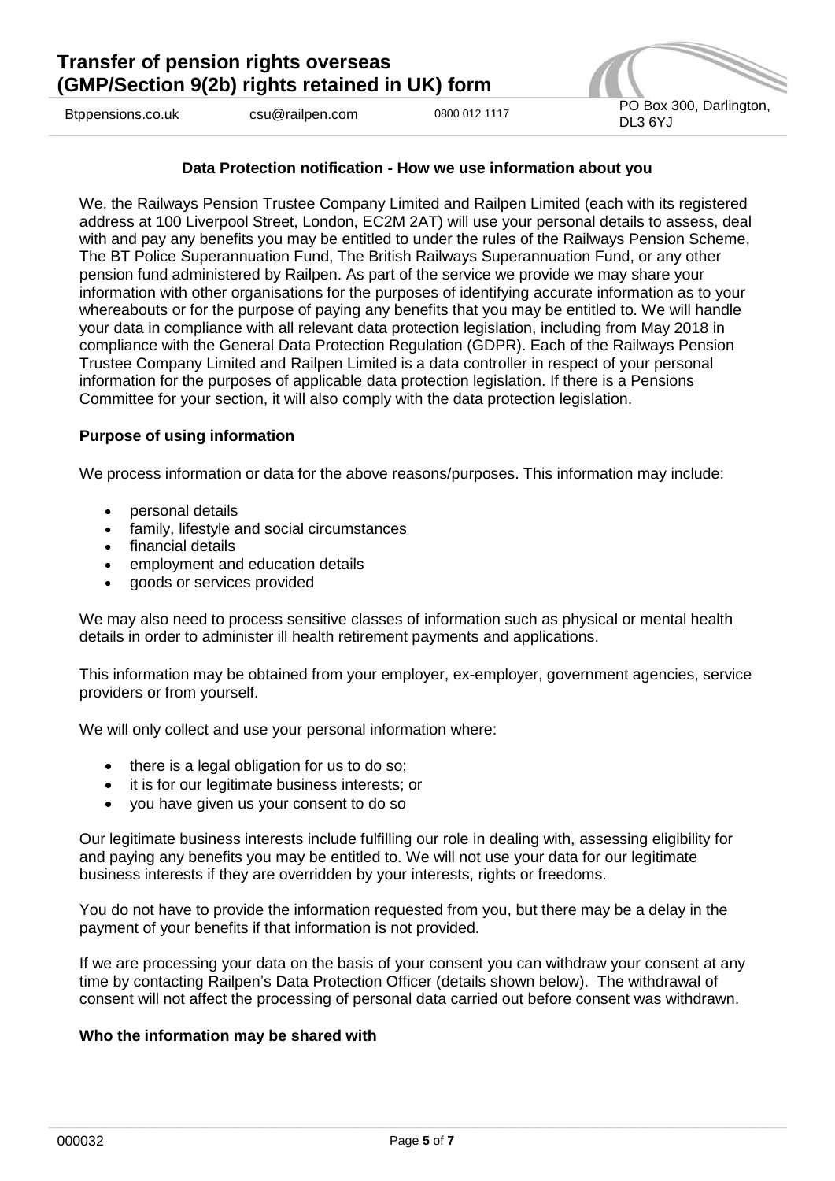## Data Protection notification - How we use information about you

We, the Railways Pension Trustee Company Limited and Railpen Limited (each with its registered address at 100 Liverpool Street, London, EC2M 2AT) will use your personal details to assess, deal with and pay any benefits you may be entitled to under the rules of the Railways Pension Scheme, The BT Police Superannuation Fund, The British Railways Superannuation Fund, or any other pension fund administered by Railpen. As part of the service we provide we may share your information with other organisations for the purposes of identifying accurate information as to your whereabouts or for the purpose of paying any benefits that you may be entitled to. We will handle your data in compliance with all relevant data protection legislation, including from May 2018 in compliance with the General Data Protection Regulation (GDPR). Each of the Railways Pension Trustee Company Limited and Railpen Limited is a data controller in respect of your personal information for the purposes of applicable data protection legislation. If there is a Pensions Committee for your section, it will also comply with the data protection legislation.

### Purpose of using information

We process information or data for the above reasons/purposes. This information may include:

- personal details
- family, lifestyle and social circumstances
- financial details
- employment and education details
- goods or services provided

We may also need to process sensitive classes of information such as physical or mental health details in order to administer ill health retirement payments and applications.

This information may be obtained from your employer, ex-employer, government agencies, service providers or from yourself.

We will only collect and use your personal information where:

- there is a legal obligation for us to do so;
- it is for our legitimate business interests; or
- you have given us your consent to do so

Our legitimate business interests include fulfilling our role in dealing with, assessing eligibility for and paying any benefits you may be entitled to. We will not use your data for our legitimate business interests if they are overridden by your interests, rights or freedoms.

You do not have to provide the information requested from you, but there may be a delay in the payment of your benefits if that information is not provided.

If we are processing your data on the basis of your consent you can withdraw your consent at any time by contacting Railpen's Data Protection Officer (details shown below). The withdrawal of consent will not affect the processing of personal data carried out before consent was withdrawn.

### Who the information may be shared with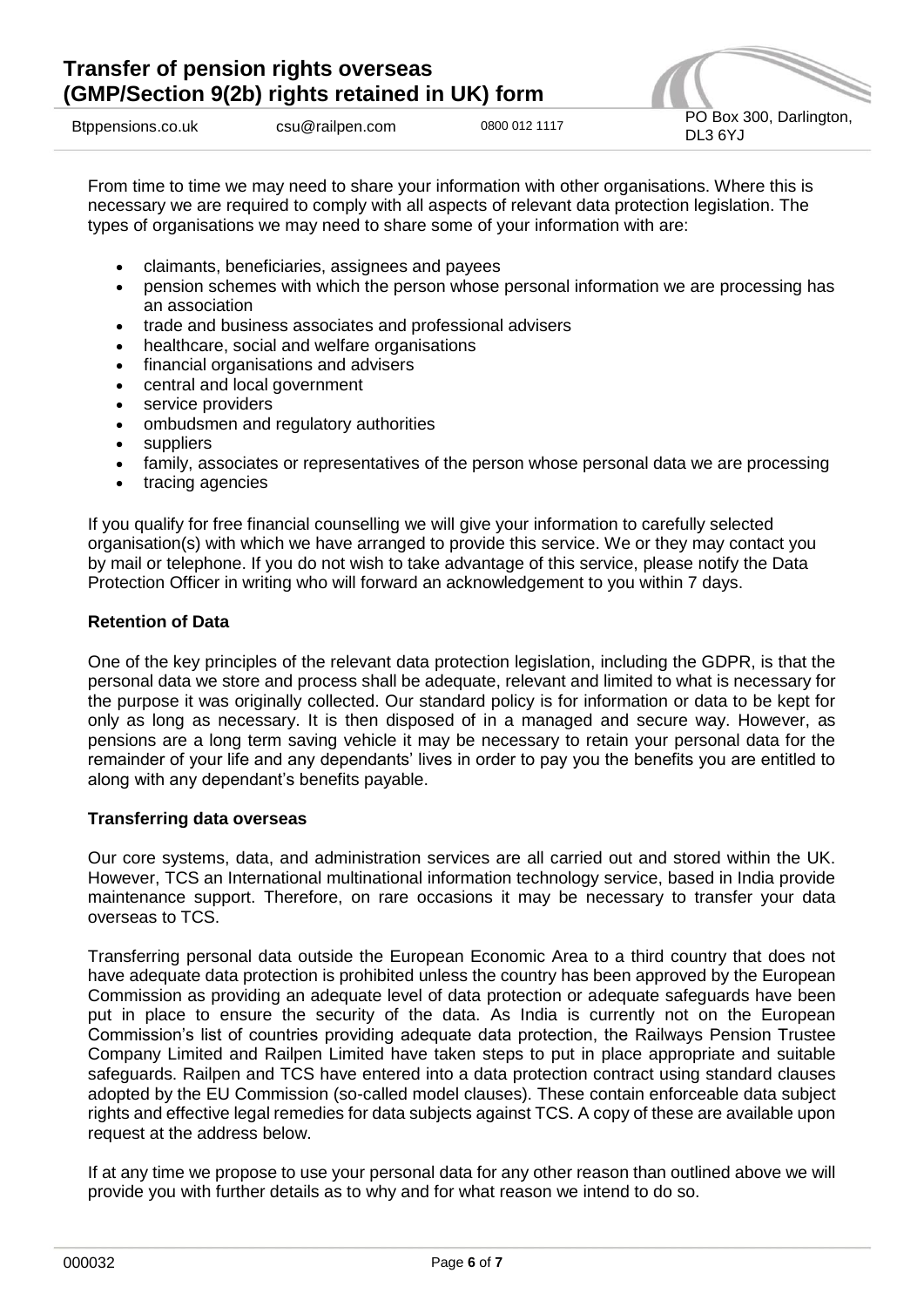From time to time we may need to share your information with other organisations. Where this is necessary we are required to comply with all aspects of relevant data protection legislation. The types of organisations we may need to share some of your information with are:

- claimants, beneficiaries, assignees and payees
- pension schemes with which the person whose personal information we are processing has an association
- trade and business associates and professional advisers
- healthcare, social and welfare organisations
- financial organisations and advisers
- central and local government
- service providers
- ombudsmen and regulatory authorities
- suppliers
- family, associates or representatives of the person whose personal data we are processing
- tracing agencies

If you qualify for free financial counselling we will give your information to carefully selected organisation(s) with which we have arranged to provide this service. We or they may contact you by mail or telephone. If you do not wish to take advantage of this service, please notify the Data Protection Officer in writing who will forward an acknowledgement to you within 7 days.

**Retention of Data**

One of the key principles of the relevant data protection legislation, including the GDPR, is that the personal data we store and process shall be adequate, relevant and limited to what is necessary for the purpose it was originally collected. Our standard policy is for information or data to be kept for only as long as necessary. It is then disposed of in a managed and secure way. However, as pensions are a long term saving vehicle it may be necessary to retain your personal data for the remainder of your life and any dependants' lives in order to pay you the benefits you are entitled to along with any dependant's benefits payable.

**Transferring data overseas**

Our core systems, data, and administration services are all carried out and stored within the UK. However, TCS an International multinational information technology service, based in India provide maintenance support. Therefore, on rare occasions it may be necessary to transfer your data overseas to TCS.

Transferring personal data outside the European Economic Area to a third country that does not have adequate data protection is prohibited unless the country has been approved by the European Commission as providing an adequate level of data protection or adequate safeguards have been put in place to ensure the security of the data. As India is currently not on the European Commission's list of countries providing adequate data protection, the Railways Pension Trustee Company Limited and Railpen Limited have taken steps to put in place appropriate and suitable safeguards. Railpen and TCS have entered into a data protection contract using standard clauses adopted by the EU Commission (so-called model clauses). These contain enforceable data subject rights and effective legal remedies for data subjects against TCS. A copy of these are available upon request at the address below.

If at any time we propose to use your personal data for any other reason than outlined above we will provide you with further details as to why and for what reason we intend to do so.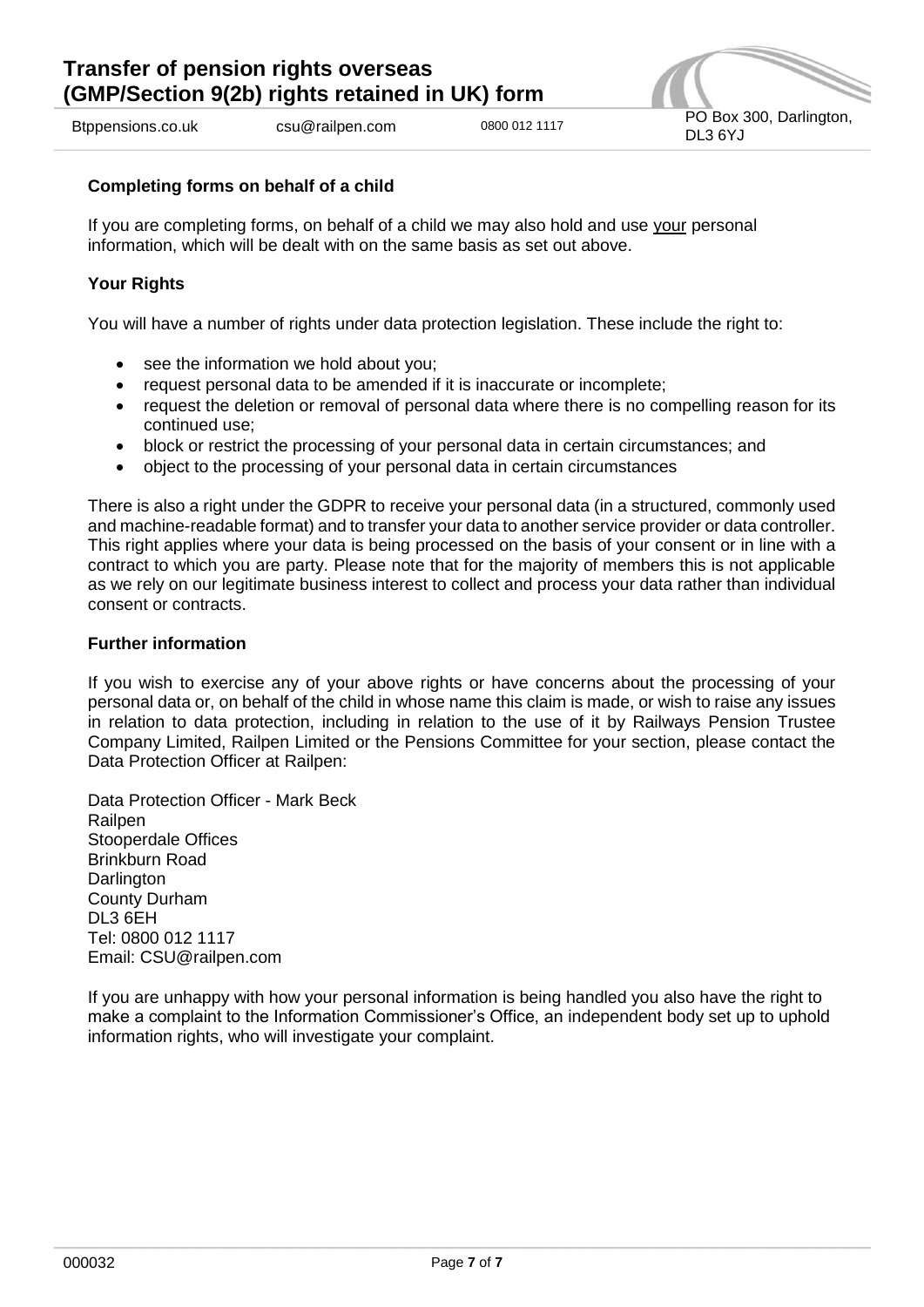**Completing forms on behalf of a child**

If you are completing forms, on behalf of a child we may also hold and use your personal information, which will be dealt with on the same basis as set out above.

**Your Rights**

You will have a number of rights under data protection legislation. These include the right to:

- see the information we hold about you;
- request personal data to be amended if it is inaccurate or incomplete;
- request the deletion or removal of personal data where there is no compelling reason for its continued use;
- block or restrict the processing of your personal data in certain circumstances; and
- object to the processing of your personal data in certain circumstances

There is also a right under the GDPR to receive your personal data (in a structured, commonly used and machine-readable format) and to transfer your data to another service provider or data controller. This right applies where your data is being processed on the basis of your consent or in line with a contract to which you are party. Please note that for the majority of members this is not applicable as we rely on our legitimate business interest to collect and process your data rather than individual consent or contracts.

**Further information**

If you wish to exercise any of your above rights or have concerns about the processing of your personal data or, on behalf of the child in whose name this claim is made, or wish to raise any issues in relation to data protection, including in relation to the use of it by Railways Pension Trustee Company Limited, Railpen Limited or the Pensions Committee for your section, please contact the Data Protection Officer at Railpen:

Data Protection Officer - Mark Beck
Railpen
Stooperdale Offices
Brinkburn Road
Darlington
County Durham
DL3 6EH
Tel: 0800 012 1117
Email: CSU@railpen.com

If you are unhappy with how your personal information is being handled you also have the right to make a complaint to the Information Commissioner's Office, an independent body set up to uphold information rights, who will investigate your complaint.